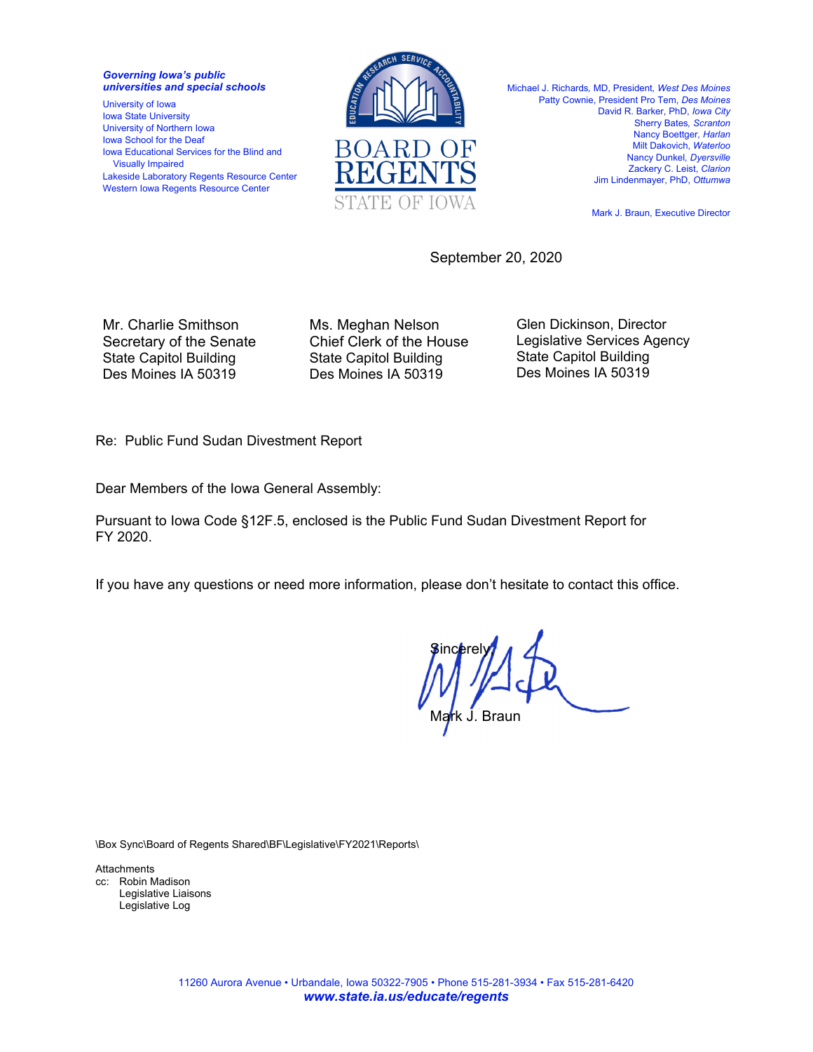*Governing Iowa's public universities and special schools*

University of Iowa
Iowa State University
University of Northern Iowa
Iowa School for the Deaf
Iowa Educational Services for the Blind and Visually Impaired
Lakeside Laboratory Regents Resource Center
Western Iowa Regents Resource Center

EDUCATION RESEARCH SERVICE ACCOUNTABILITY

BOARD OF REGENTS
STATE OF IOWA

Michael J. Richards, MD, President, *West Des Moines*
Patty Cownie, President Pro Tem, *Des Moines*
David R. Barker, PhD, *Iowa City*
Sherry Bates, *Scranton*
Nancy Boettger, *Harlan*
Milt Dakovich, *Waterloo*
Nancy Dunkel, *Dyersville*
Zackery C. Leist, *Clarion*
Jim Lindenmayer, PhD, *Ottumwa*

Mark J. Braun, Executive Director

September 20, 2020

Mr. Charlie Smithson
Secretary of the Senate
State Capitol Building
Des Moines IA 50319

Ms. Meghan Nelson
Chief Clerk of the House
State Capitol Building
Des Moines IA 50319

Glen Dickinson, Director
Legislative Services Agency
State Capitol Building
Des Moines IA 50319

Re: Public Fund Sudan Divestment Report

Dear Members of the Iowa General Assembly:

Pursuant to Iowa Code §12F.5, enclosed is the Public Fund Sudan Divestment Report for FY 2020.

If you have any questions or need more information, please don't hesitate to contact this office.

Sincerely,

Mark J. Braun

\Box Sync\Board of Regents Shared\BF\Legislative\FY2021\Reports\

Attachments
cc: Robin Madison
Legislative Liaisons
Legislative Log

11260 Aurora Avenue • Urbandale, Iowa 50322-7905 • Phone 515-281-3934 • Fax 515-281-6420
***www.state.ia.us/educate/regents***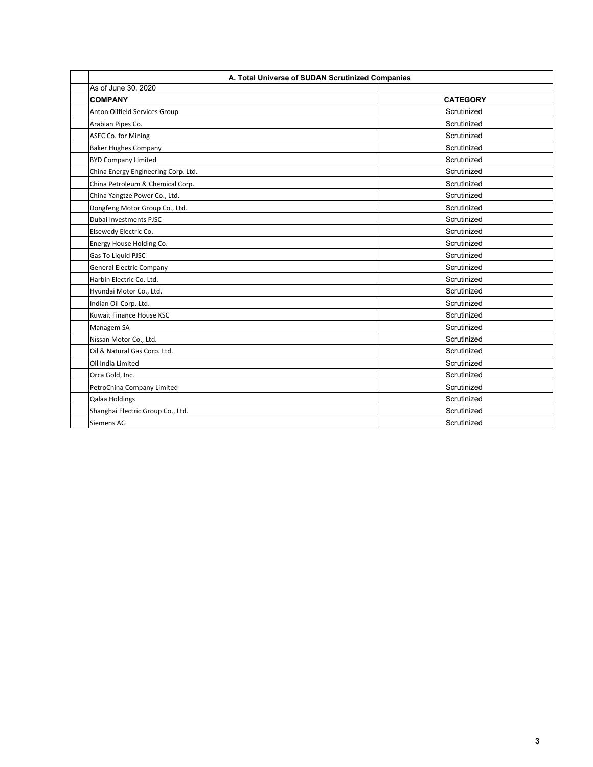| A. Total Universe of SUDAN Scrutinized Companies | |
|---|---|
| As of June 30, 2020 | |
| **COMPANY** | **CATEGORY** |
| Anton Oilfield Services Group | Scrutinized |
| Arabian Pipes Co. | Scrutinized |
| ASEC Co. for Mining | Scrutinized |
| Baker Hughes Company | Scrutinized |
| BYD Company Limited | Scrutinized |
| China Energy Engineering Corp. Ltd. | Scrutinized |
| China Petroleum & Chemical Corp. | Scrutinized |
| China Yangtze Power Co., Ltd. | Scrutinized |
| Dongfeng Motor Group Co., Ltd. | Scrutinized |
| Dubai Investments PJSC | Scrutinized |
| Elsewedy Electric Co. | Scrutinized |
| Energy House Holding Co. | Scrutinized |
| Gas To Liquid PJSC | Scrutinized |
| General Electric Company | Scrutinized |
| Harbin Electric Co. Ltd. | Scrutinized |
| Hyundai Motor Co., Ltd. | Scrutinized |
| Indian Oil Corp. Ltd. | Scrutinized |
| Kuwait Finance House KSC | Scrutinized |
| Managem SA | Scrutinized |
| Nissan Motor Co., Ltd. | Scrutinized |
| Oil & Natural Gas Corp. Ltd. | Scrutinized |
| Oil India Limited | Scrutinized |
| Orca Gold, Inc. | Scrutinized |
| PetroChina Company Limited | Scrutinized |
| Qalaa Holdings | Scrutinized |
| Shanghai Electric Group Co., Ltd. | Scrutinized |
| Siemens AG | Scrutinized |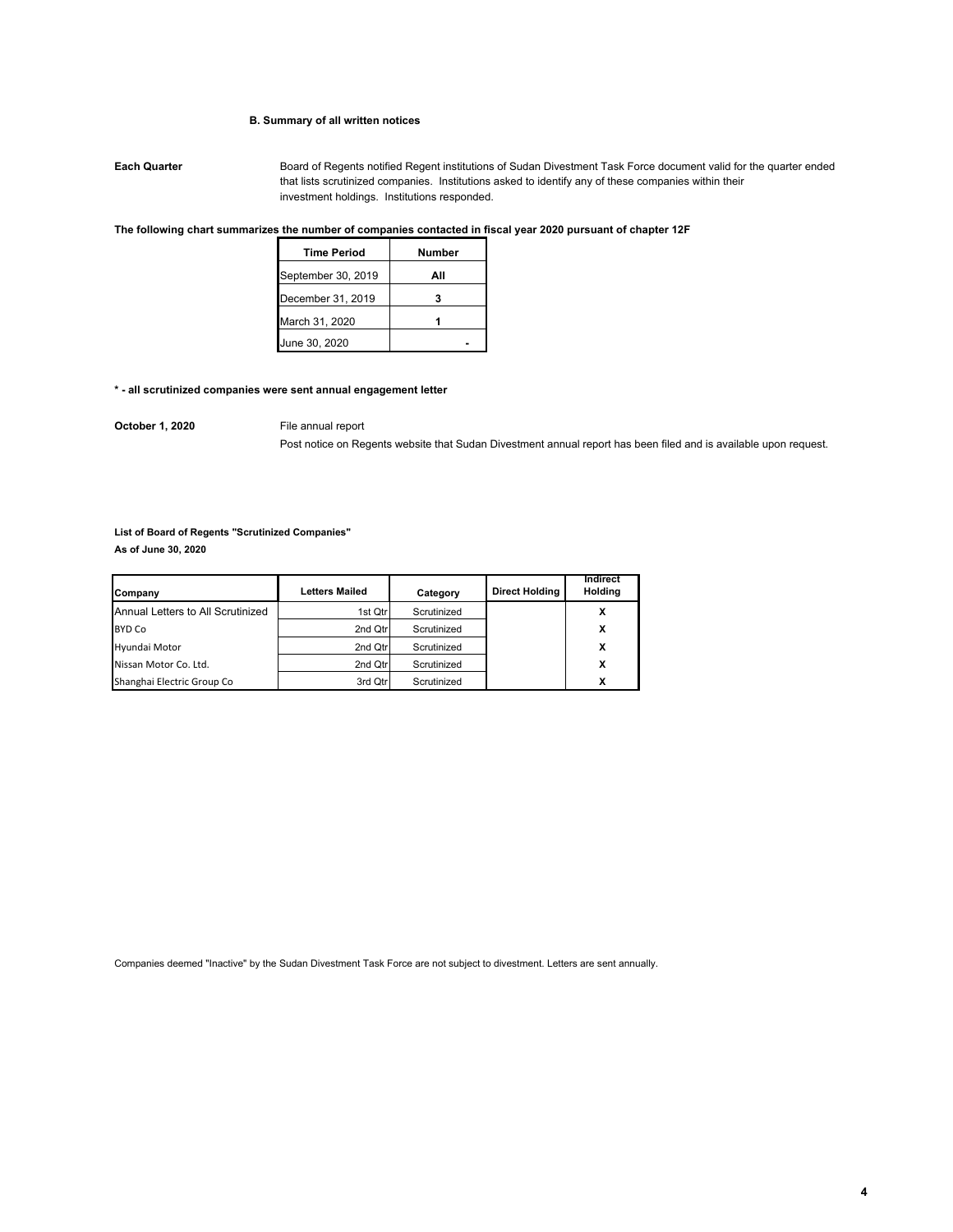### B. Summary of all written notices

**Each Quarter** Board of Regents notified Regent institutions of Sudan Divestment Task Force document valid for the quarter ended that lists scrutinized companies. Institutions asked to identify any of these companies within their investment holdings. Institutions responded.

**The following chart summarizes the number of companies contacted in fiscal year 2020 pursuant of chapter 12F**

| Time Period | Number |
|---|---|
| September 30, 2019 | **All** |
| December 31, 2019 | **3** |
| March 31, 2020 | **1** |
| June 30, 2020 | - |

**\* - all scrutinized companies were sent annual engagement letter**

**October 1, 2020** File annual report

Post notice on Regents website that Sudan Divestment annual report has been filed and is available upon request.

**List of Board of Regents "Scrutinized Companies"**

**As of June 30, 2020**

| Company | Letters Mailed | Category | Direct Holding | Indirect Holding |
|---|---|---|---|---|
| Annual Letters to All Scrutinized | 1st Qtr | Scrutinized | | X |
| BYD Co | 2nd Qtr | Scrutinized | | X |
| Hyundai Motor | 2nd Qtr | Scrutinized | | X |
| Nissan Motor Co. Ltd. | 2nd Qtr | Scrutinized | | X |
| Shanghai Electric Group Co | 3rd Qtr | Scrutinized | | X |

Companies deemed "Inactive" by the Sudan Divestment Task Force are not subject to divestment. Letters are sent annually.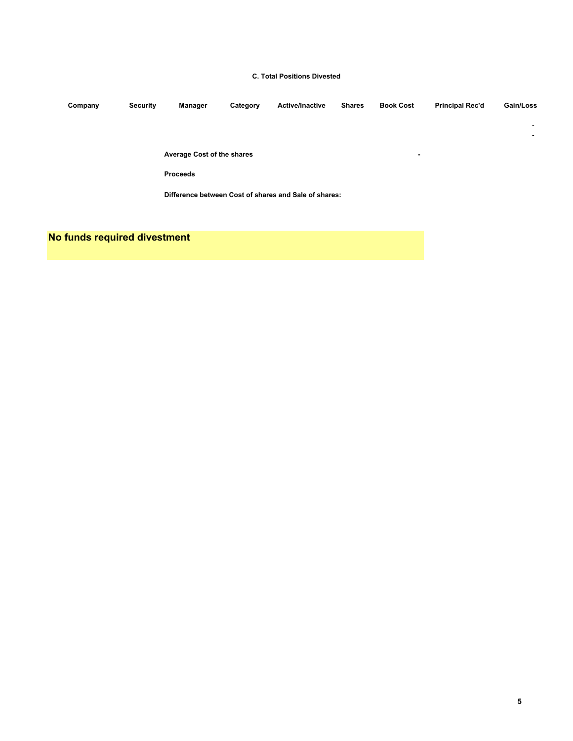### C. Total Positions Divested

| Company | Security | Manager | Category | Active/Inactive | Shares | Book Cost | Principal Rec'd | Gain/Loss |
| --- | --- | --- | --- | --- | --- | --- | --- | --- |
| | | | | | | | | - |
| | | | | | | | | - |

**Average Cost of the shares** -

**Proceeds**

**Difference between Cost of shares and Sale of shares:**

## No funds required divestment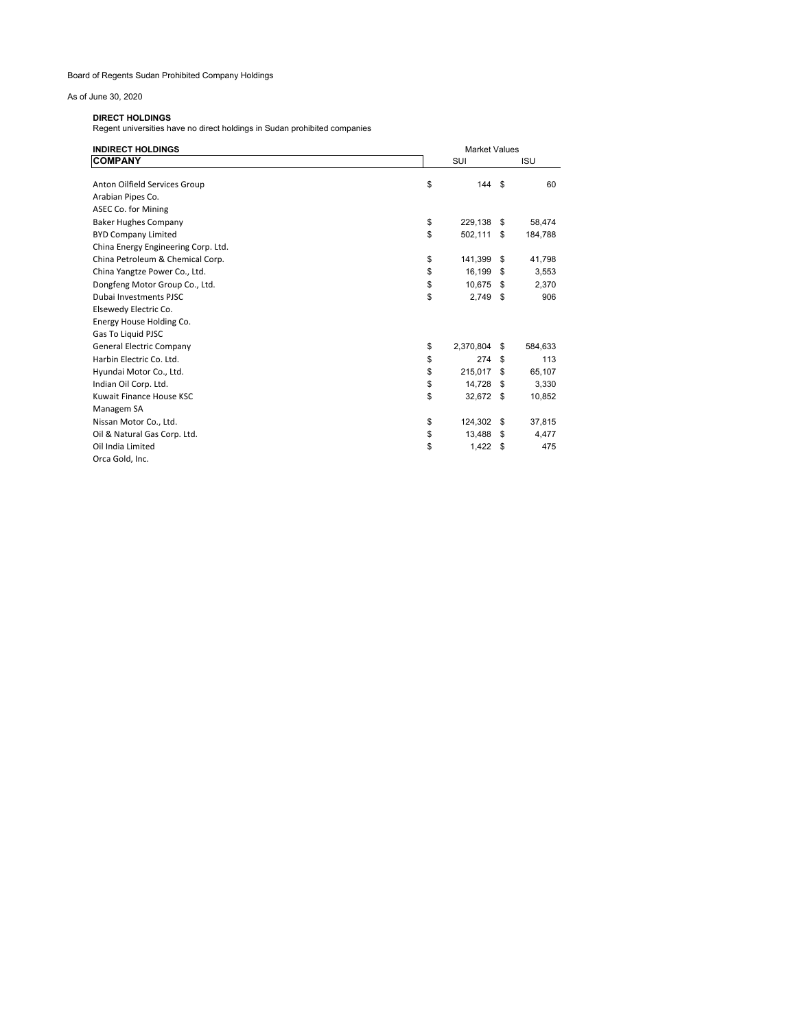Board of Regents Sudan Prohibited Company Holdings

As of June 30, 2020

**DIRECT HOLDINGS**

Regent universities have no direct holdings in Sudan prohibited companies

| **INDIRECT HOLDINGS** | Market Values | |
|---|---|---|
| **COMPANY** | SUI | ISU |
| Anton Oilfield Services Group | $ 144 | $ 60 |
| Arabian Pipes Co. | | |
| ASEC Co. for Mining | | |
| Baker Hughes Company | $ 229,138 | $ 58,474 |
| BYD Company Limited | $ 502,111 | $ 184,788 |
| China Energy Engineering Corp. Ltd. | | |
| China Petroleum & Chemical Corp. | $ 141,399 | $ 41,798 |
| China Yangtze Power Co., Ltd. | $ 16,199 | $ 3,553 |
| Dongfeng Motor Group Co., Ltd. | $ 10,675 | $ 2,370 |
| Dubai Investments PJSC | $ 2,749 | $ 906 |
| Elsewedy Electric Co. | | |
| Energy House Holding Co. | | |
| Gas To Liquid PJSC | | |
| General Electric Company | $ 2,370,804 | $ 584,633 |
| Harbin Electric Co. Ltd. | $ 274 | $ 113 |
| Hyundai Motor Co., Ltd. | $ 215,017 | $ 65,107 |
| Indian Oil Corp. Ltd. | $ 14,728 | $ 3,330 |
| Kuwait Finance House KSC | $ 32,672 | $ 10,852 |
| Managem SA | | |
| Nissan Motor Co., Ltd. | $ 124,302 | $ 37,815 |
| Oil & Natural Gas Corp. Ltd. | $ 13,488 | $ 4,477 |
| Oil India Limited | $ 1,422 | $ 475 |
| Orca Gold, Inc. | | |